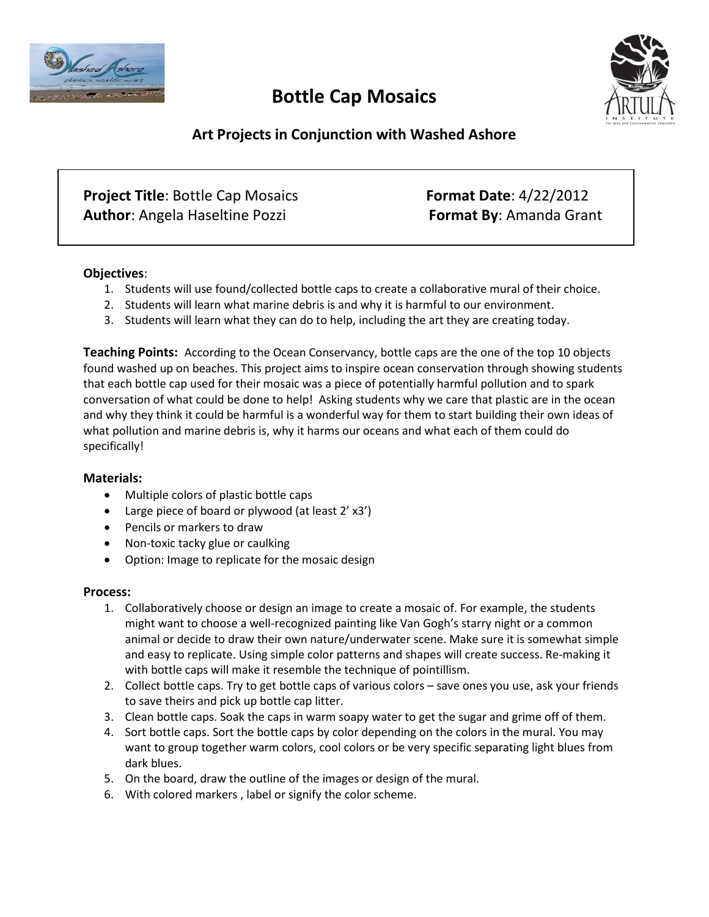# Bottle Cap Mosaics

## Art Projects in Conjunction with Washed Ashore

**Project Title**: Bottle Cap Mosaics  
**Author**: Angela Haseltine Pozzi  
**Format Date**: 4/22/2012  
**Format By**: Amanda Grant

**Objectives**:

1. Students will use found/collected bottle caps to create a collaborative mural of their choice.
2. Students will learn what marine debris is and why it is harmful to our environment.
3. Students will learn what they can do to help, including the art they are creating today.

**Teaching Points:** According to the Ocean Conservancy, bottle caps are the one of the top 10 objects found washed up on beaches. This project aims to inspire ocean conservation through showing students that each bottle cap used for their mosaic was a piece of potentially harmful pollution and to spark conversation of what could be done to help! Asking students why we care that plastic are in the ocean and why they think it could be harmful is a wonderful way for them to start building their own ideas of what pollution and marine debris is, why it harms our oceans and what each of them could do specifically!

**Materials:**

- Multiple colors of plastic bottle caps
- Large piece of board or plywood (at least 2' x3')
- Pencils or markers to draw
- Non-toxic tacky glue or caulking
- Option: Image to replicate for the mosaic design

**Process:**

1. Collaboratively choose or design an image to create a mosaic of. For example, the students might want to choose a well-recognized painting like Van Gogh's starry night or a common animal or decide to draw their own nature/underwater scene. Make sure it is somewhat simple and easy to replicate. Using simple color patterns and shapes will create success. Re-making it with bottle caps will make it resemble the technique of pointillism.
2. Collect bottle caps. Try to get bottle caps of various colors – save ones you use, ask your friends to save theirs and pick up bottle cap litter.
3. Clean bottle caps. Soak the caps in warm soapy water to get the sugar and grime off of them.
4. Sort bottle caps. Sort the bottle caps by color depending on the colors in the mural. You may want to group together warm colors, cool colors or be very specific separating light blues from dark blues.
5. On the board, draw the outline of the images or design of the mural.
6. With colored markers , label or signify the color scheme.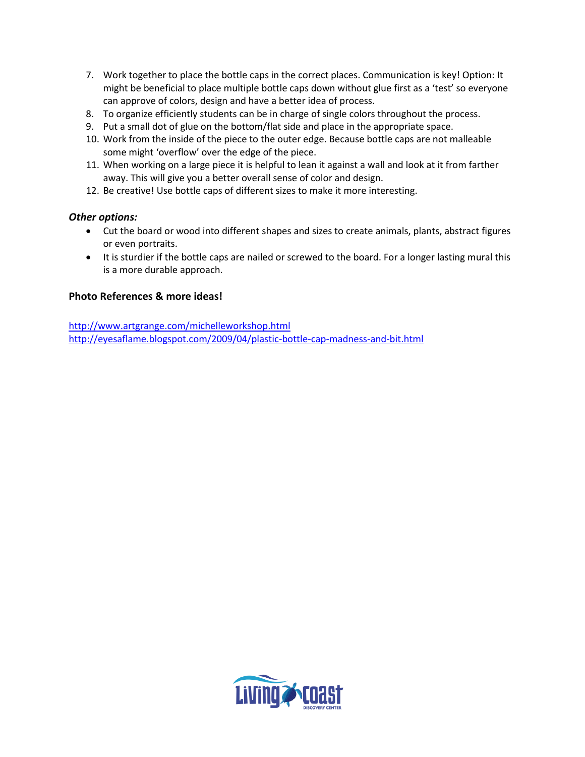7. Work together to place the bottle caps in the correct places. Communication is key! Option: It might be beneficial to place multiple bottle caps down without glue first as a 'test' so everyone can approve of colors, design and have a better idea of process.
8. To organize efficiently students can be in charge of single colors throughout the process.
9. Put a small dot of glue on the bottom/flat side and place in the appropriate space.
10. Work from the inside of the piece to the outer edge. Because bottle caps are not malleable some might 'overflow' over the edge of the piece.
11. When working on a large piece it is helpful to lean it against a wall and look at it from farther away. This will give you a better overall sense of color and design.
12. Be creative! Use bottle caps of different sizes to make it more interesting.

***Other options:***

- Cut the board or wood into different shapes and sizes to create animals, plants, abstract figures or even portraits.
- It is sturdier if the bottle caps are nailed or screwed to the board. For a longer lasting mural this is a more durable approach.

**Photo References & more ideas!**

http://www.artgrange.com/michelleworkshop.html
http://eyesaflame.blogspot.com/2009/04/plastic-bottle-cap-madness-and-bit.html

Living Coast
DISCOVERY CENTER